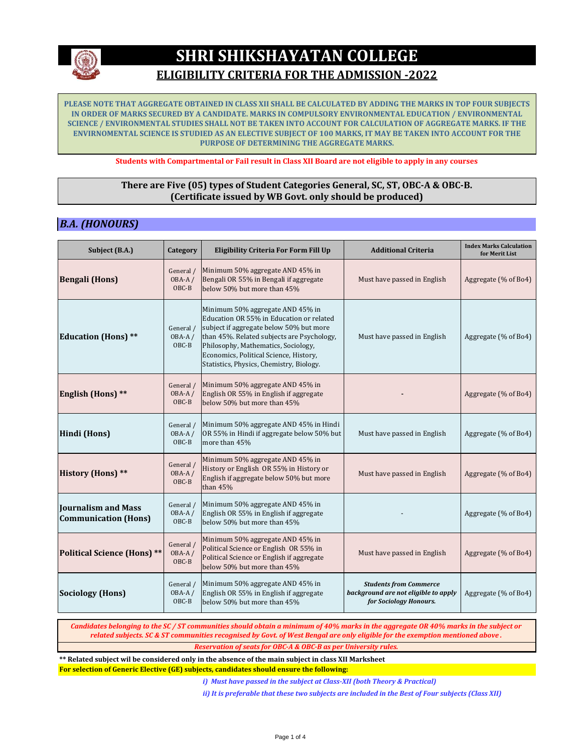# SHRI SHIKSHAYATAN COLLEGE

## ELIGIBILITY CRITERIA FOR THE ADMISSION -2022

**PLEASE NOTE THAT AGGREGATE OBTAINED IN CLASS XII SHALL BE CALCULATED BY ADDING THE MARKS IN TOP FOUR SUBJECTS IN ORDER OF MARKS SECURED BY A CANDIDATE. MARKS IN COMPULSORY ENVIRONMENTAL EDUCATION / ENVIRONMENTAL SCIENCE / ENVIRONMENTAL STUDIES SHALL NOT BE TAKEN INTO ACCOUNT FOR CALCULATION OF AGGREGATE MARKS. IF THE ENVIRNOMENTAL SCIENCE IS STUDIED AS AN ELECTIVE SUBJECT OF 100 MARKS, IT MAY BE TAKEN INTO ACCOUNT FOR THE PURPOSE OF DETERMINING THE AGGREGATE MARKS.**

**Students with Compartmental or Fail result in Class XII Board are not eligible to apply in any courses**

**There are Five (05) types of Student Categories General, SC, ST, OBC-A & OBC-B. (Certificate issued by WB Govt. only should be produced)**

## *B.A. (HONOURS)*

| Subject (B.A.) | Category | Eligibility Criteria For Form Fill Up | Additional Criteria | Index Marks Calculation for Merit List |
|---|---|---|---|---|
| **Bengali (Hons)** | General / OBA-A / OBC-B | Minimum 50% aggregate AND 45% in Bengali OR 55% in Bengali if aggregate below 50% but more than 45% | Must have passed in English | Aggregate (% of Bo4) |
| **Education (Hons) \*\*** | General / OBA-A / OBC-B | Minimum 50% aggregate AND 45% in Education OR 55% in Education or related subject if aggregate below 50% but more than 45%. Related subjects are Psychology, Philosophy, Mathematics, Sociology, Economics, Political Science, History, Statistics, Physics, Chemistry, Biology. | Must have passed in English | Aggregate (% of Bo4) |
| **English (Hons) \*\*** | General / OBA-A / OBC-B | Minimum 50% aggregate AND 45% in English OR 55% in English if aggregate below 50% but more than 45% | - | Aggregate (% of Bo4) |
| **Hindi (Hons)** | General / OBA-A / OBC-B | Minimum 50% aggregate AND 45% in Hindi OR 55% in Hindi if aggregate below 50% but more than 45% | Must have passed in English | Aggregate (% of Bo4) |
| **History (Hons) \*\*** | General / OBA-A / OBC-B | Minimum 50% aggregate AND 45% in History or English OR 55% in History or English if aggregate below 50% but more than 45% | Must have passed in English | Aggregate (% of Bo4) |
| **Journalism and Mass Communication (Hons)** | General / OBA-A / OBC-B | Minimum 50% aggregate AND 45% in English OR 55% in English if aggregate below 50% but more than 45% | - | Aggregate (% of Bo4) |
| **Political Science (Hons) \*\*** | General / OBA-A / OBC-B | Minimum 50% aggregate AND 45% in Political Science or English OR 55% in Political Science or English if aggregate below 50% but more than 45% | Must have passed in English | Aggregate (% of Bo4) |
| **Sociology (Hons)** | General / OBA-A / OBC-B | Minimum 50% aggregate AND 45% in English OR 55% in English if aggregate below 50% but more than 45% | ***Students from Commerce background are not eligible to apply for Sociology Honours.*** | Aggregate (% of Bo4) |

***Candidates belonging to the SC / ST communities should obtain a minimum of 40% marks in the aggregate OR 40% marks in the subject or related subjects. SC & ST communities recognised by Govt. of West Bengal are only eligible for the exemption mentioned above .***

***Reservation of seats for OBC-A & OBC-B as per University rules.***

**\*\* Related subject wil be considered only in the absence of the main subject in class XII Marksheet**

**For selection of Generic Elective (GE) subjects, candidates should ensure the following:**

***i) Must have passed in the subject at Class-XII (both Theory & Practical)***

***ii) It is preferable that these two subjects are included in the Best of Four subjects (Class XII)***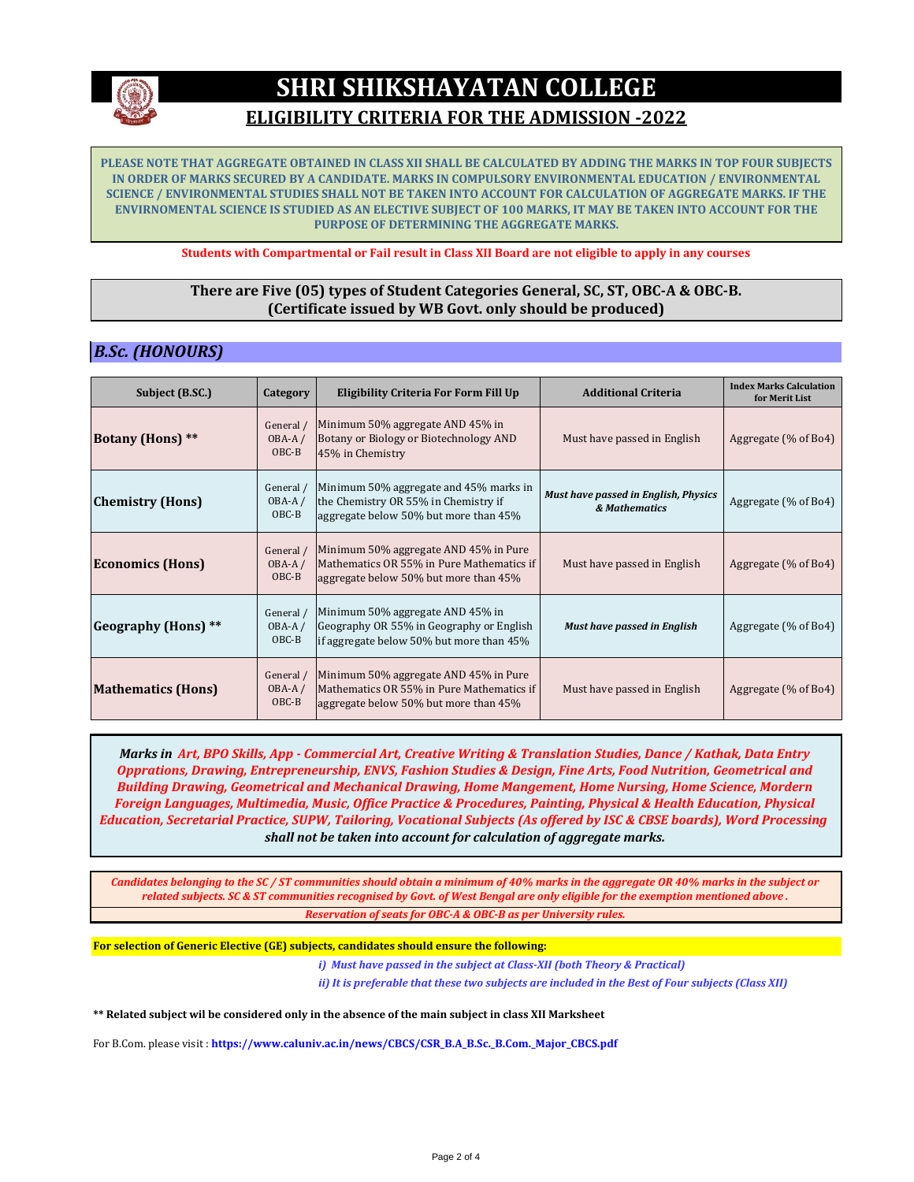# SHRI SHIKSHAYATAN COLLEGE

## ELIGIBILITY CRITERIA FOR THE ADMISSION -2022

**PLEASE NOTE THAT AGGREGATE OBTAINED IN CLASS XII SHALL BE CALCULATED BY ADDING THE MARKS IN TOP FOUR SUBJECTS IN ORDER OF MARKS SECURED BY A CANDIDATE. MARKS IN COMPULSORY ENVIRONMENTAL EDUCATION / ENVIRONMENTAL SCIENCE / ENVIRONMENTAL STUDIES SHALL NOT BE TAKEN INTO ACCOUNT FOR CALCULATION OF AGGREGATE MARKS. IF THE ENVIRNOMENTAL SCIENCE IS STUDIED AS AN ELECTIVE SUBJECT OF 100 MARKS, IT MAY BE TAKEN INTO ACCOUNT FOR THE PURPOSE OF DETERMINING THE AGGREGATE MARKS.**

**Students with Compartmental or Fail result in Class XII Board are not eligible to apply in any courses**

**There are Five (05) types of Student Categories General, SC, ST, OBC-A & OBC-B. (Certificate issued by WB Govt. only should be produced)**

## *B.Sc. (HONOURS)*

| Subject (B.SC.) | Category | Eligibility Criteria For Form Fill Up | Additional Criteria | Index Marks Calculation for Merit List |
|---|---|---|---|---|
| **Botany (Hons) \*\*** | General / OBA-A / OBC-B | Minimum 50% aggregate AND 45% in Botany or Biology or Biotechnology AND 45% in Chemistry | Must have passed in English | Aggregate (% of Bo4) |
| **Chemistry (Hons)** | General / OBA-A / OBC-B | Minimum 50% aggregate and 45% marks in the Chemistry OR 55% in Chemistry if aggregate below 50% but more than 45% | ***Must have passed in English, Physics & Mathematics*** | Aggregate (% of Bo4) |
| **Economics (Hons)** | General / OBA-A / OBC-B | Minimum 50% aggregate AND 45% in Pure Mathematics OR 55% in Pure Mathematics if aggregate below 50% but more than 45% | Must have passed in English | Aggregate (% of Bo4) |
| **Geography (Hons) \*\*** | General / OBA-A / OBC-B | Minimum 50% aggregate AND 45% in Geography OR 55% in Geography or English if aggregate below 50% but more than 45% | ***Must have passed in English*** | Aggregate (% of Bo4) |
| **Mathematics (Hons)** | General / OBA-A / OBC-B | Minimum 50% aggregate AND 45% in Pure Mathematics OR 55% in Pure Mathematics if aggregate below 50% but more than 45% | Must have passed in English | Aggregate (% of Bo4) |

***Marks in Art, BPO Skills, App - Commercial Art, Creative Writing & Translation Studies, Dance / Kathak, Data Entry Opprations, Drawing, Entrepreneurship, ENVS, Fashion Studies & Design, Fine Arts, Food Nutrition, Geometrical and Building Drawing, Geometrical and Mechanical Drawing, Home Mangement, Home Nursing, Home Science, Mordern Foreign Languages, Multimedia, Music, Office Practice & Procedures, Painting, Physical & Health Education, Physical Education, Secretarial Practice, SUPW, Tailoring, Vocational Subjects (As offered by ISC & CBSE boards), Word Processing shall not be taken into account for calculation of aggregate marks.***

***Candidates belonging to the SC / ST communities should obtain a minimum of 40% marks in the aggregate OR 40% marks in the subject or related subjects. SC & ST communities recognised by Govt. of West Bengal are only eligible for the exemption mentioned above .***

***Reservation of seats for OBC-A & OBC-B as per University rules.***

**For selection of Generic Elective (GE) subjects, candidates should ensure the following:**

***i) Must have passed in the subject at Class-XII (both Theory & Practical)***

***ii) It is preferable that these two subjects are included in the Best of Four subjects (Class XII)***

**\*\* Related subject wil be considered only in the absence of the main subject in class XII Marksheet**

For B.Com. please visit : **https://www.caluniv.ac.in/news/CBCS/CSR_B.A_B.Sc._B.Com._Major_CBCS.pdf**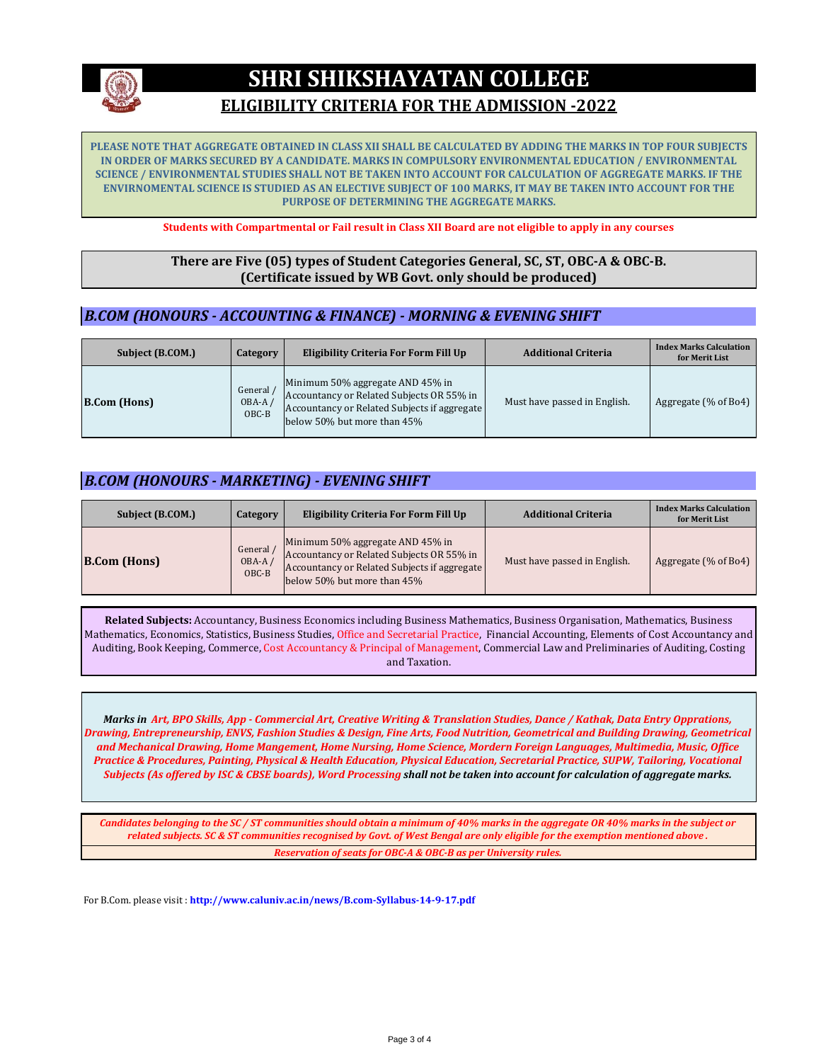# SHRI SHIKSHAYATAN COLLEGE

## ELIGIBILITY CRITERIA FOR THE ADMISSION -2022

**PLEASE NOTE THAT AGGREGATE OBTAINED IN CLASS XII SHALL BE CALCULATED BY ADDING THE MARKS IN TOP FOUR SUBJECTS IN ORDER OF MARKS SECURED BY A CANDIDATE. MARKS IN COMPULSORY ENVIRONMENTAL EDUCATION / ENVIRONMENTAL SCIENCE / ENVIRONMENTAL STUDIES SHALL NOT BE TAKEN INTO ACCOUNT FOR CALCULATION OF AGGREGATE MARKS. IF THE ENVIRNOMENTAL SCIENCE IS STUDIED AS AN ELECTIVE SUBJECT OF 100 MARKS, IT MAY BE TAKEN INTO ACCOUNT FOR THE PURPOSE OF DETERMINING THE AGGREGATE MARKS.**

**Students with Compartmental or Fail result in Class XII Board are not eligible to apply in any courses**

**There are Five (05) types of Student Categories General, SC, ST, OBC-A & OBC-B. (Certificate issued by WB Govt. only should be produced)**

### *B.COM (HONOURS - ACCOUNTING & FINANCE) - MORNING & EVENING SHIFT*

| Subject (B.COM.) | Category | Eligibility Criteria For Form Fill Up | Additional Criteria | Index Marks Calculation for Merit List |
|---|---|---|---|---|
| **B.Com (Hons)** | General / OBA-A / OBC-B | Minimum 50% aggregate AND 45% in Accountancy or Related Subjects OR 55% in Accountancy or Related Subjects if aggregate below 50% but more than 45% | Must have passed in English. | Aggregate (% of Bo4) |

### *B.COM (HONOURS - MARKETING) - EVENING SHIFT*

| Subject (B.COM.) | Category | Eligibility Criteria For Form Fill Up | Additional Criteria | Index Marks Calculation for Merit List |
|---|---|---|---|---|
| **B.Com (Hons)** | General / OBA-A / OBC-B | Minimum 50% aggregate AND 45% in Accountancy or Related Subjects OR 55% in Accountancy or Related Subjects if aggregate below 50% but more than 45% | Must have passed in English. | Aggregate (% of Bo4) |

**Related Subjects:** Accountancy, Business Economics including Business Mathematics, Business Organisation, Mathematics, Business Mathematics, Economics, Statistics, Business Studies, Office and Secretarial Practice, Financial Accounting, Elements of Cost Accountancy and Auditing, Book Keeping, Commerce, Cost Accountancy & Principal of Management, Commercial Law and Preliminaries of Auditing, Costing and Taxation.

***Marks in Art, BPO Skills, App - Commercial Art, Creative Writing & Translation Studies, Dance / Kathak, Data Entry Opprations, Drawing, Entrepreneurship, ENVS, Fashion Studies & Design, Fine Arts, Food Nutrition, Geometrical and Building Drawing, Geometrical and Mechanical Drawing, Home Mangement, Home Nursing, Home Science, Mordern Foreign Languages, Multimedia, Music, Office Practice & Procedures, Painting, Physical & Health Education, Physical Education, Secretarial Practice, SUPW, Tailoring, Vocational Subjects (As offered by ISC & CBSE boards), Word Processing shall not be taken into account for calculation of aggregate marks.***

***Candidates belonging to the SC / ST communities should obtain a minimum of 40% marks in the aggregate OR 40% marks in the subject or related subjects. SC & ST communities recognised by Govt. of West Bengal are only eligible for the exemption mentioned above .***

***Reservation of seats for OBC-A & OBC-B as per University rules.***

For B.Com. please visit : **http://www.caluniv.ac.in/news/B.com-Syllabus-14-9-17.pdf**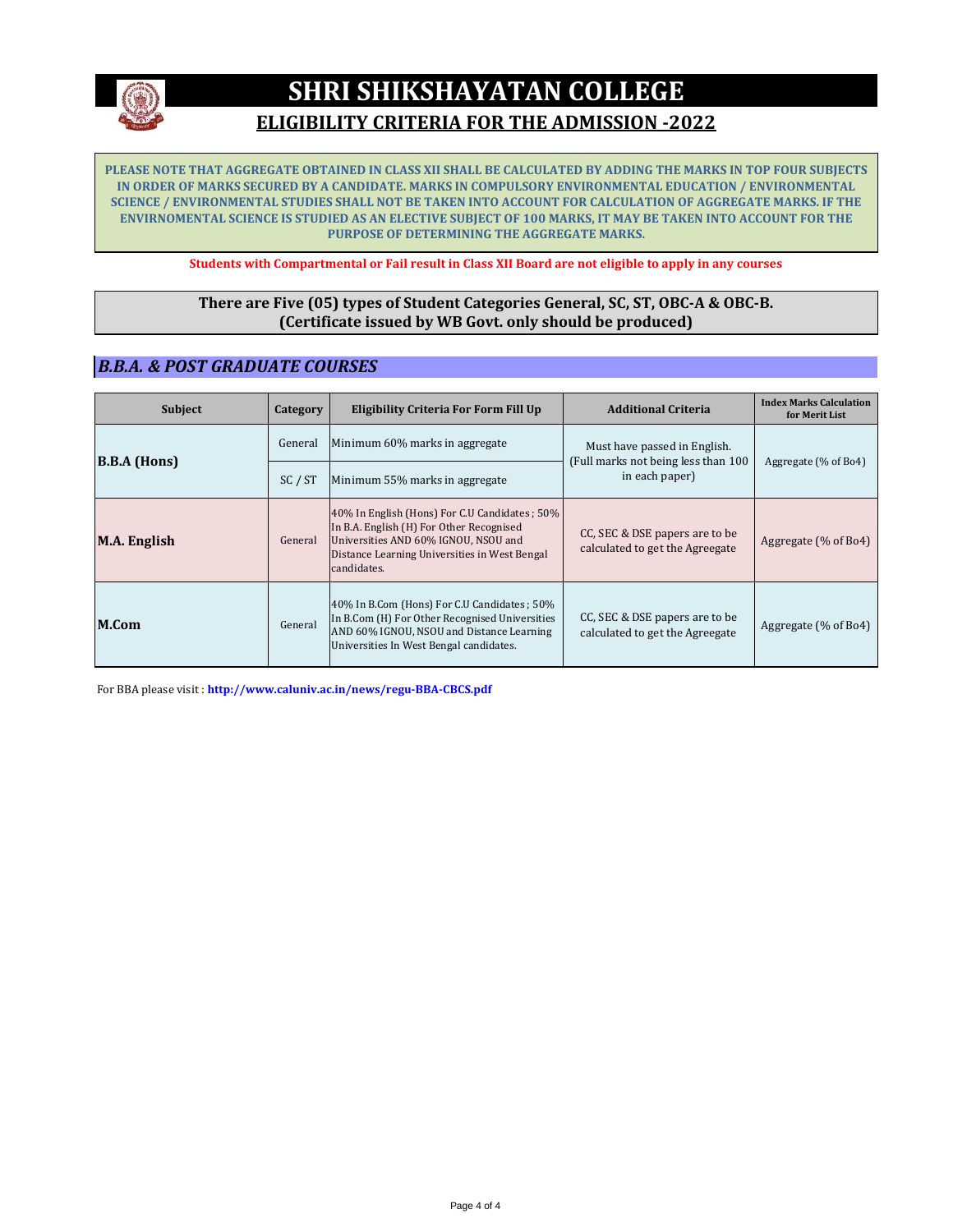# SHRI SHIKSHAYATAN COLLEGE

## ELIGIBILITY CRITERIA FOR THE ADMISSION -2022

**PLEASE NOTE THAT AGGREGATE OBTAINED IN CLASS XII SHALL BE CALCULATED BY ADDING THE MARKS IN TOP FOUR SUBJECTS IN ORDER OF MARKS SECURED BY A CANDIDATE. MARKS IN COMPULSORY ENVIRONMENTAL EDUCATION / ENVIRONMENTAL SCIENCE / ENVIRONMENTAL STUDIES SHALL NOT BE TAKEN INTO ACCOUNT FOR CALCULATION OF AGGREGATE MARKS. IF THE ENVIRNOMENTAL SCIENCE IS STUDIED AS AN ELECTIVE SUBJECT OF 100 MARKS, IT MAY BE TAKEN INTO ACCOUNT FOR THE PURPOSE OF DETERMINING THE AGGREGATE MARKS.**

**Students with Compartmental or Fail result in Class XII Board are not eligible to apply in any courses**

**There are Five (05) types of Student Categories General, SC, ST, OBC-A & OBC-B.**
**(Certificate issued by WB Govt. only should be produced)**

## *B.B.A. & POST GRADUATE COURSES*

| Subject | Category | Eligibility Criteria For Form Fill Up | Additional Criteria | Index Marks Calculation for Merit List |
|---|---|---|---|---|
| **B.B.A (Hons)** | General | Minimum 60% marks in aggregate | Must have passed in English. (Full marks not being less than 100 in each paper) | Aggregate (% of Bo4) |
| | SC / ST | Minimum 55% marks in aggregate | | |
| **M.A. English** | General | 40% In English (Hons) For C.U Candidates ; 50% In B.A. English (H) For Other Recognised Universities AND 60% IGNOU, NSOU and Distance Learning Universities in West Bengal candidates. | CC, SEC & DSE papers are to be calculated to get the Agreegate | Aggregate (% of Bo4) |
| **M.Com** | General | 40% In B.Com (Hons) For C.U Candidates ; 50% In B.Com (H) For Other Recognised Universities AND 60% IGNOU, NSOU and Distance Learning Universities In West Bengal candidates. | CC, SEC & DSE papers are to be calculated to get the Agreegate | Aggregate (% of Bo4) |

For BBA please visit : **http://www.caluniv.ac.in/news/regu-BBA-CBCS.pdf**